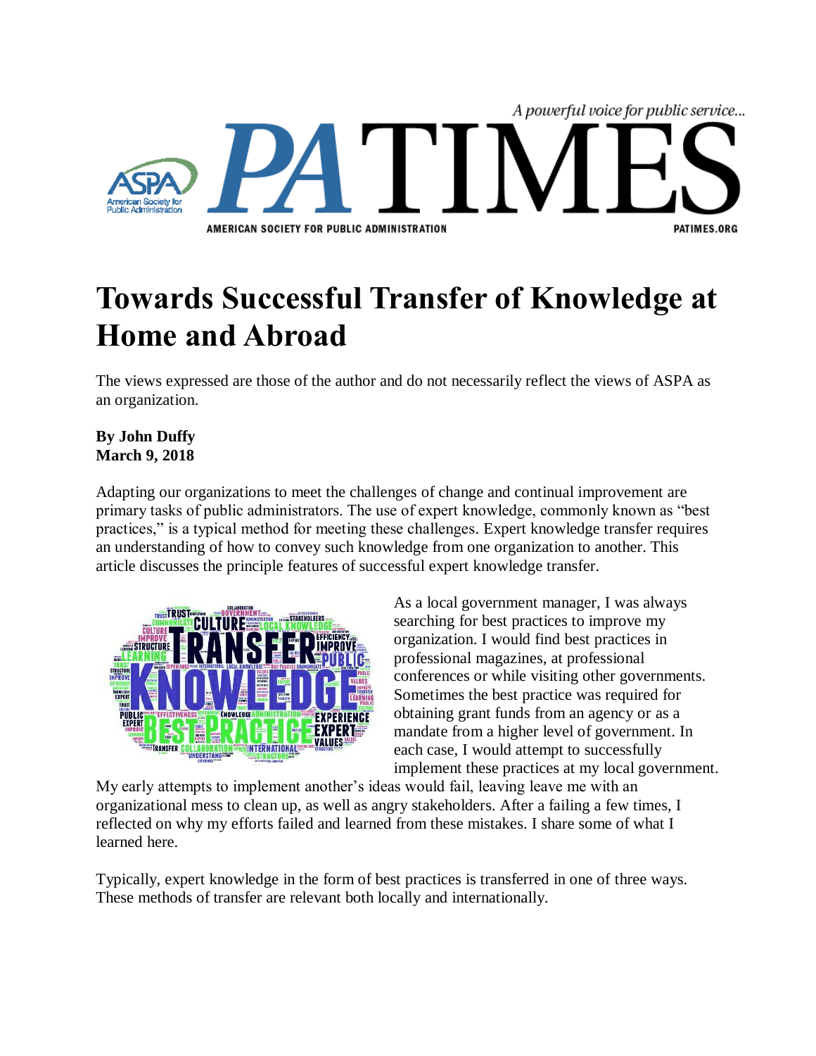# Towards Successful Transfer of Knowledge at Home and Abroad

The views expressed are those of the author and do not necessarily reflect the views of ASPA as an organization.

**By John Duffy**
**March 9, 2018**

Adapting our organizations to meet the challenges of change and continual improvement are primary tasks of public administrators. The use of expert knowledge, commonly known as "best practices," is a typical method for meeting these challenges. Expert knowledge transfer requires an understanding of how to convey such knowledge from one organization to another. This article discusses the principle features of successful expert knowledge transfer.

As a local government manager, I was always searching for best practices to improve my organization. I would find best practices in professional magazines, at professional conferences or while visiting other governments. Sometimes the best practice was required for obtaining grant funds from an agency or as a mandate from a higher level of government. In each case, I would attempt to successfully implement these practices at my local government. My early attempts to implement another's ideas would fail, leaving leave me with an organizational mess to clean up, as well as angry stakeholders. After a failing a few times, I reflected on why my efforts failed and learned from these mistakes. I share some of what I learned here.

Typically, expert knowledge in the form of best practices is transferred in one of three ways. These methods of transfer are relevant both locally and internationally.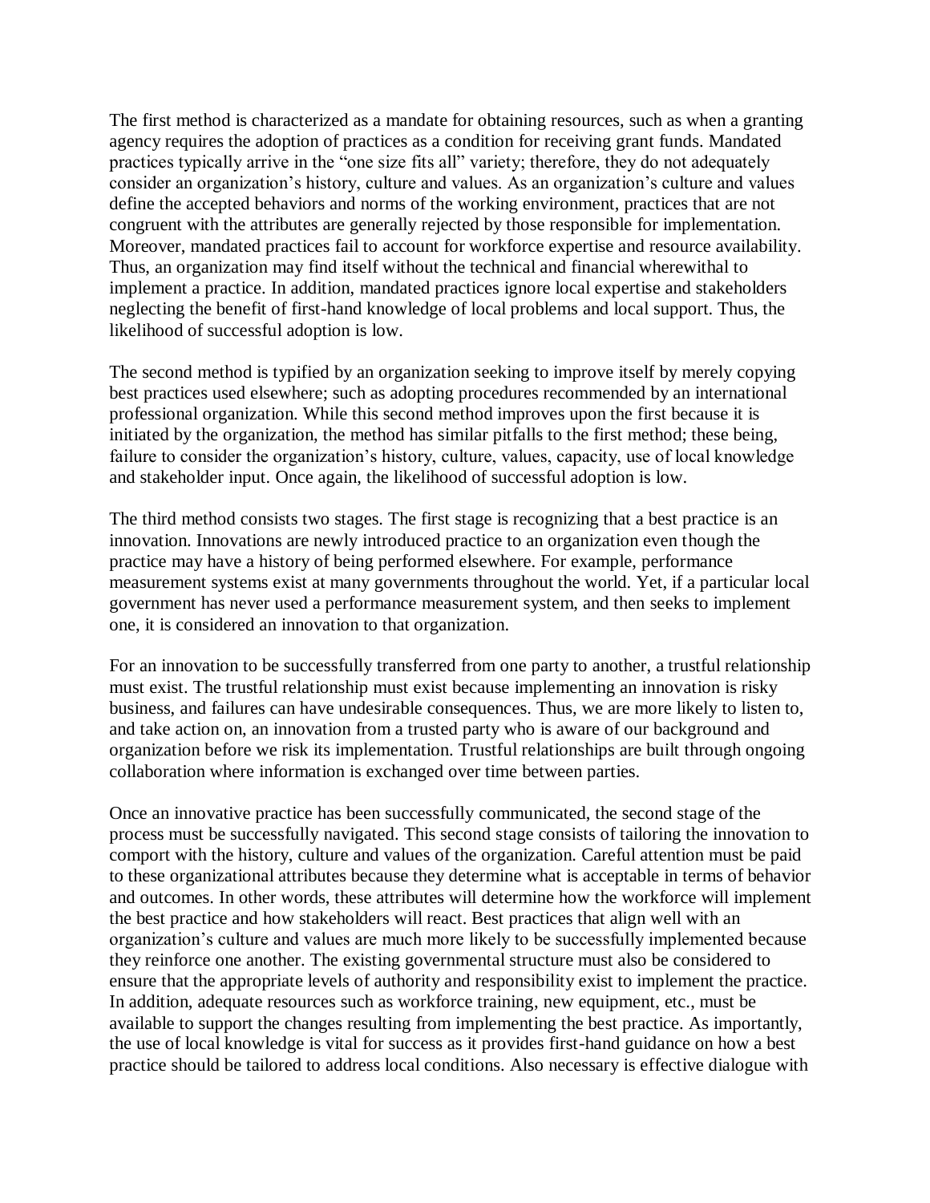The first method is characterized as a mandate for obtaining resources, such as when a granting agency requires the adoption of practices as a condition for receiving grant funds. Mandated practices typically arrive in the "one size fits all" variety; therefore, they do not adequately consider an organization's history, culture and values. As an organization's culture and values define the accepted behaviors and norms of the working environment, practices that are not congruent with the attributes are generally rejected by those responsible for implementation. Moreover, mandated practices fail to account for workforce expertise and resource availability. Thus, an organization may find itself without the technical and financial wherewithal to implement a practice. In addition, mandated practices ignore local expertise and stakeholders neglecting the benefit of first-hand knowledge of local problems and local support. Thus, the likelihood of successful adoption is low.

The second method is typified by an organization seeking to improve itself by merely copying best practices used elsewhere; such as adopting procedures recommended by an international professional organization. While this second method improves upon the first because it is initiated by the organization, the method has similar pitfalls to the first method; these being, failure to consider the organization's history, culture, values, capacity, use of local knowledge and stakeholder input. Once again, the likelihood of successful adoption is low.

The third method consists two stages. The first stage is recognizing that a best practice is an innovation. Innovations are newly introduced practice to an organization even though the practice may have a history of being performed elsewhere. For example, performance measurement systems exist at many governments throughout the world. Yet, if a particular local government has never used a performance measurement system, and then seeks to implement one, it is considered an innovation to that organization.

For an innovation to be successfully transferred from one party to another, a trustful relationship must exist. The trustful relationship must exist because implementing an innovation is risky business, and failures can have undesirable consequences. Thus, we are more likely to listen to, and take action on, an innovation from a trusted party who is aware of our background and organization before we risk its implementation. Trustful relationships are built through ongoing collaboration where information is exchanged over time between parties.

Once an innovative practice has been successfully communicated, the second stage of the process must be successfully navigated. This second stage consists of tailoring the innovation to comport with the history, culture and values of the organization. Careful attention must be paid to these organizational attributes because they determine what is acceptable in terms of behavior and outcomes. In other words, these attributes will determine how the workforce will implement the best practice and how stakeholders will react. Best practices that align well with an organization's culture and values are much more likely to be successfully implemented because they reinforce one another. The existing governmental structure must also be considered to ensure that the appropriate levels of authority and responsibility exist to implement the practice. In addition, adequate resources such as workforce training, new equipment, etc., must be available to support the changes resulting from implementing the best practice. As importantly, the use of local knowledge is vital for success as it provides first-hand guidance on how a best practice should be tailored to address local conditions. Also necessary is effective dialogue with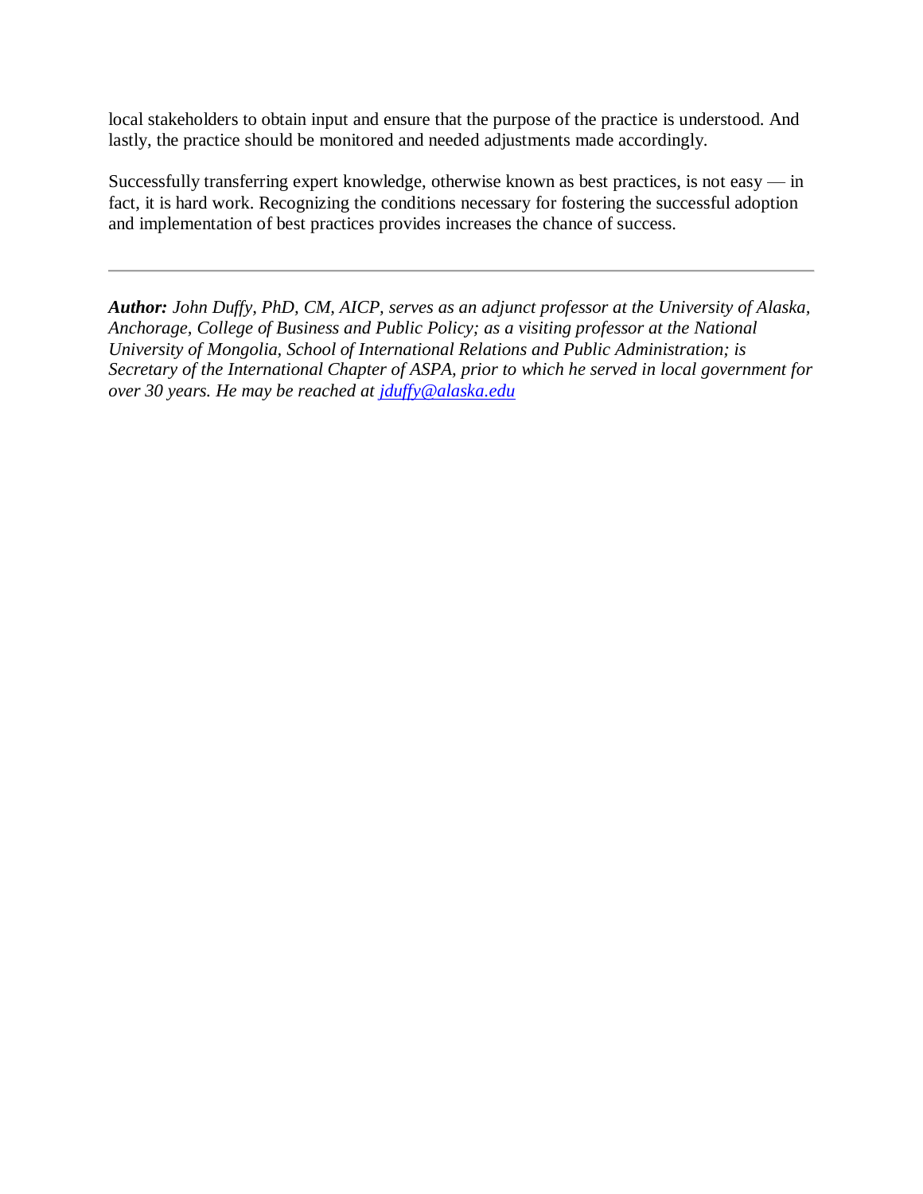local stakeholders to obtain input and ensure that the purpose of the practice is understood. And lastly, the practice should be monitored and needed adjustments made accordingly.

Successfully transferring expert knowledge, otherwise known as best practices, is not easy — in fact, it is hard work. Recognizing the conditions necessary for fostering the successful adoption and implementation of best practices provides increases the chance of success.

---

***Author:*** *John Duffy, PhD, CM, AICP, serves as an adjunct professor at the University of Alaska, Anchorage, College of Business and Public Policy; as a visiting professor at the National University of Mongolia, School of International Relations and Public Administration; is Secretary of the International Chapter of ASPA, prior to which he served in local government for over 30 years. He may be reached at [jduffy@alaska.edu](mailto:jduffy@alaska.edu)*